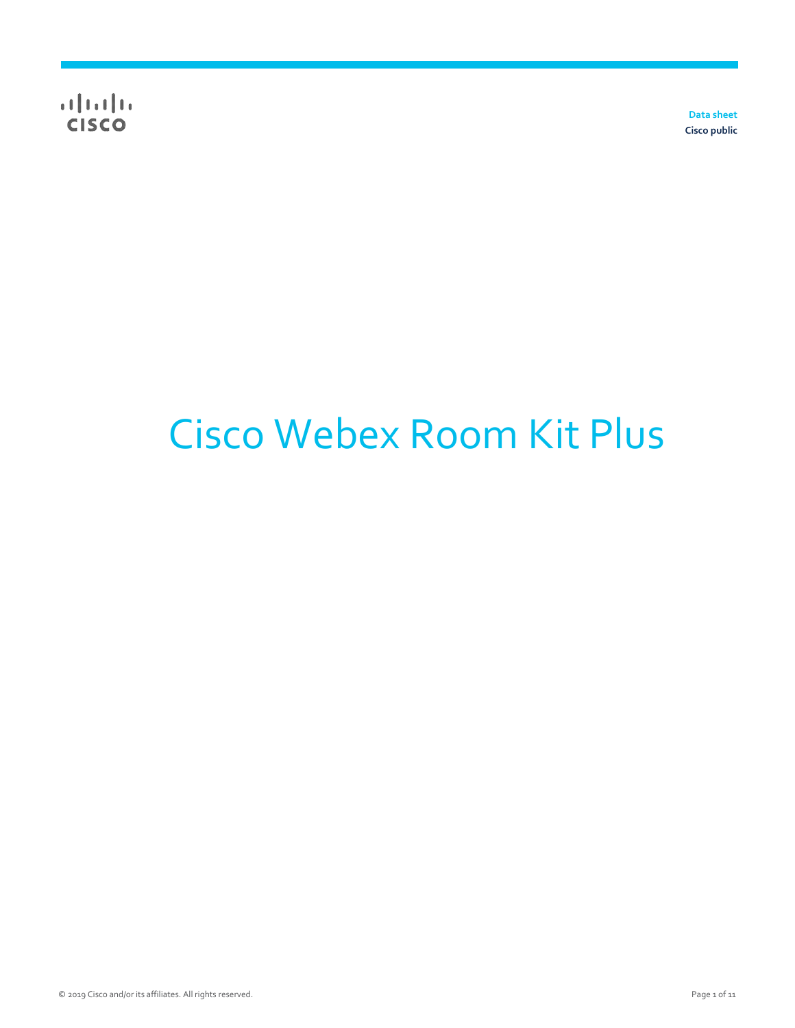Data sheet
Cisco public

# Cisco Webex Room Kit Plus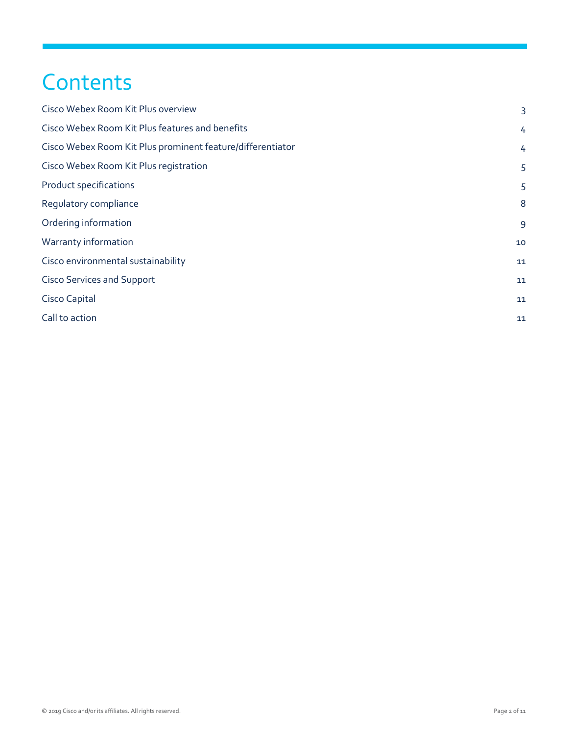# Contents

| | |
|---|---|
| Cisco Webex Room Kit Plus overview | 3 |
| Cisco Webex Room Kit Plus features and benefits | 4 |
| Cisco Webex Room Kit Plus prominent feature/differentiator | 4 |
| Cisco Webex Room Kit Plus registration | 5 |
| Product specifications | 5 |
| Regulatory compliance | 8 |
| Ordering information | 9 |
| Warranty information | 10 |
| Cisco environmental sustainability | 11 |
| Cisco Services and Support | 11 |
| Cisco Capital | 11 |
| Call to action | 11 |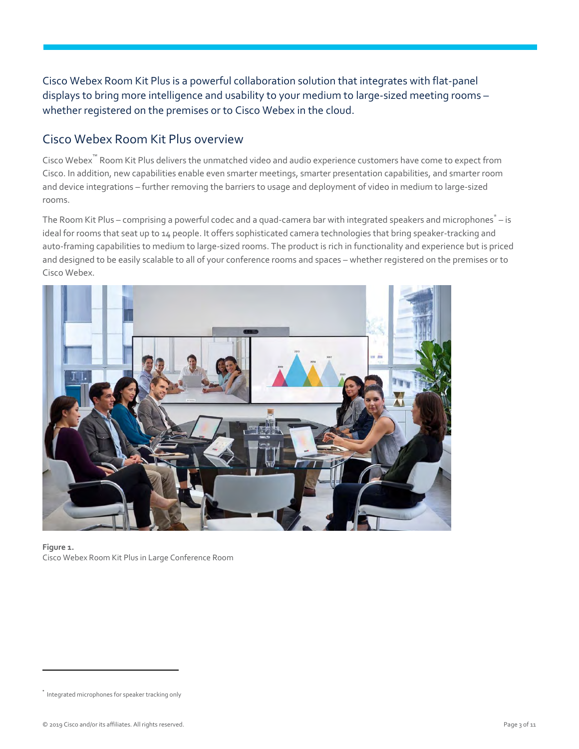Cisco Webex Room Kit Plus is a powerful collaboration solution that integrates with flat-panel displays to bring more intelligence and usability to your medium to large-sized meeting rooms – whether registered on the premises or to Cisco Webex in the cloud.

## Cisco Webex Room Kit Plus overview

Cisco Webex™ Room Kit Plus delivers the unmatched video and audio experience customers have come to expect from Cisco. In addition, new capabilities enable even smarter meetings, smarter presentation capabilities, and smarter room and device integrations – further removing the barriers to usage and deployment of video in medium to large-sized rooms.

The Room Kit Plus – comprising a powerful codec and a quad-camera bar with integrated speakers and microphones* – is ideal for rooms that seat up to 14 people. It offers sophisticated camera technologies that bring speaker-tracking and auto-framing capabilities to medium to large-sized rooms. The product is rich in functionality and experience but is priced and designed to be easily scalable to all of your conference rooms and spaces – whether registered on the premises or to Cisco Webex.

**Figure 1.**
Cisco Webex Room Kit Plus in Large Conference Room

* Integrated microphones for speaker tracking only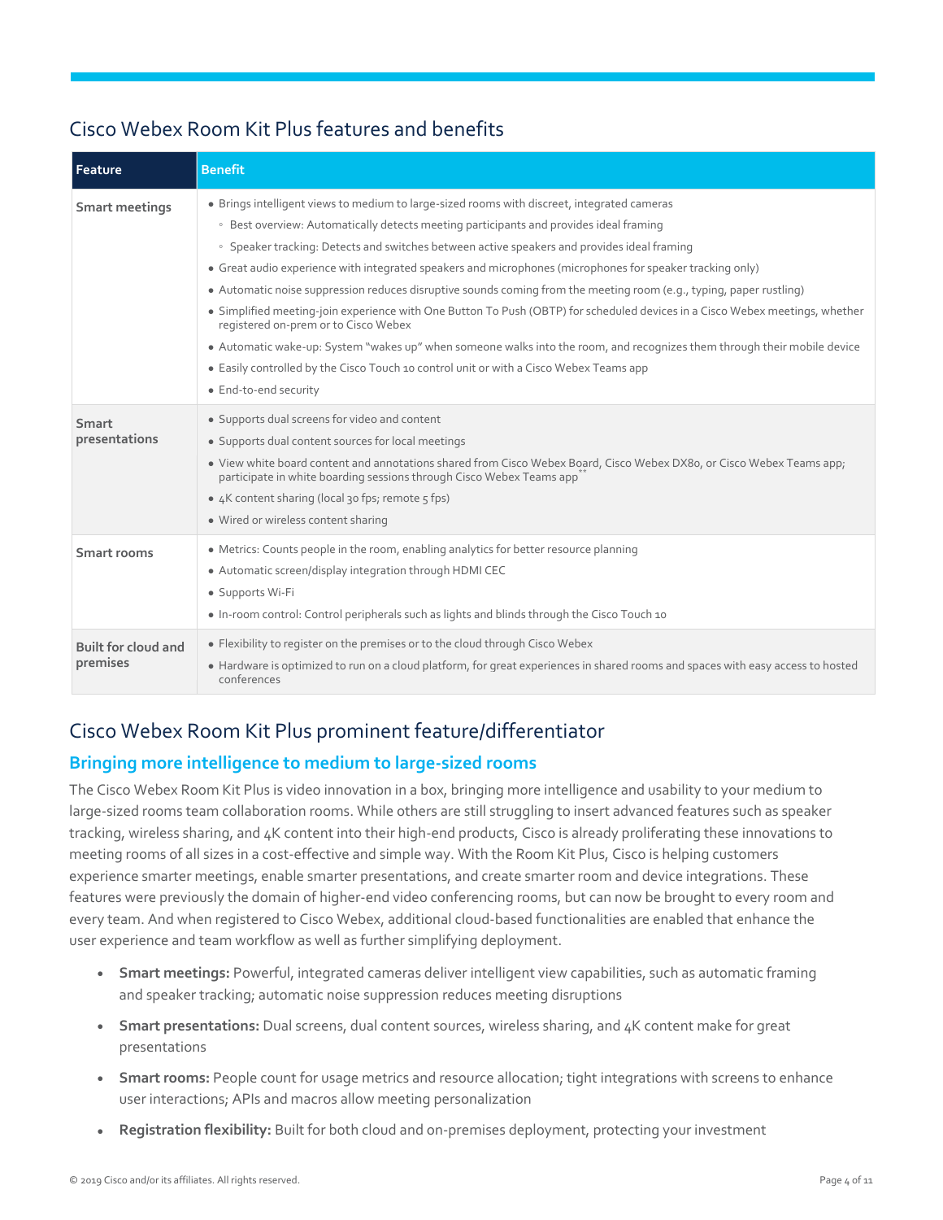## Cisco Webex Room Kit Plus features and benefits

| Feature | Benefit |
| --- | --- |
| **Smart meetings** | • Brings intelligent views to medium to large-sized rooms with discreet, integrated cameras<br>◦ Best overview: Automatically detects meeting participants and provides ideal framing<br>◦ Speaker tracking: Detects and switches between active speakers and provides ideal framing<br>• Great audio experience with integrated speakers and microphones (microphones for speaker tracking only)<br>• Automatic noise suppression reduces disruptive sounds coming from the meeting room (e.g., typing, paper rustling)<br>• Simplified meeting-join experience with One Button To Push (OBTP) for scheduled devices in a Cisco Webex meetings, whether registered on-prem or to Cisco Webex<br>• Automatic wake-up: System "wakes up" when someone walks into the room, and recognizes them through their mobile device<br>• Easily controlled by the Cisco Touch 10 control unit or with a Cisco Webex Teams app<br>• End-to-end security |
| **Smart presentations** | • Supports dual screens for video and content<br>• Supports dual content sources for local meetings<br>• View white board content and annotations shared from Cisco Webex Board, Cisco Webex DX80, or Cisco Webex Teams app; participate in white boarding sessions through Cisco Webex Teams app** <br>• 4K content sharing (local 30 fps; remote 5 fps)<br>• Wired or wireless content sharing |
| **Smart rooms** | • Metrics: Counts people in the room, enabling analytics for better resource planning<br>• Automatic screen/display integration through HDMI CEC<br>• Supports Wi-Fi<br>• In-room control: Control peripherals such as lights and blinds through the Cisco Touch 10 |
| **Built for cloud and premises** | • Flexibility to register on the premises or to the cloud through Cisco Webex<br>• Hardware is optimized to run on a cloud platform, for great experiences in shared rooms and spaces with easy access to hosted conferences |

## Cisco Webex Room Kit Plus prominent feature/differentiator

### Bringing more intelligence to medium to large-sized rooms

The Cisco Webex Room Kit Plus is video innovation in a box, bringing more intelligence and usability to your medium to large-sized rooms team collaboration rooms. While others are still struggling to insert advanced features such as speaker tracking, wireless sharing, and 4K content into their high-end products, Cisco is already proliferating these innovations to meeting rooms of all sizes in a cost-effective and simple way. With the Room Kit Plus, Cisco is helping customers experience smarter meetings, enable smarter presentations, and create smarter room and device integrations. These features were previously the domain of higher-end video conferencing rooms, but can now be brought to every room and every team. And when registered to Cisco Webex, additional cloud-based functionalities are enabled that enhance the user experience and team workflow as well as further simplifying deployment.

- **Smart meetings:** Powerful, integrated cameras deliver intelligent view capabilities, such as automatic framing and speaker tracking; automatic noise suppression reduces meeting disruptions
- **Smart presentations:** Dual screens, dual content sources, wireless sharing, and 4K content make for great presentations
- **Smart rooms:** People count for usage metrics and resource allocation; tight integrations with screens to enhance user interactions; APIs and macros allow meeting personalization
- **Registration flexibility:** Built for both cloud and on-premises deployment, protecting your investment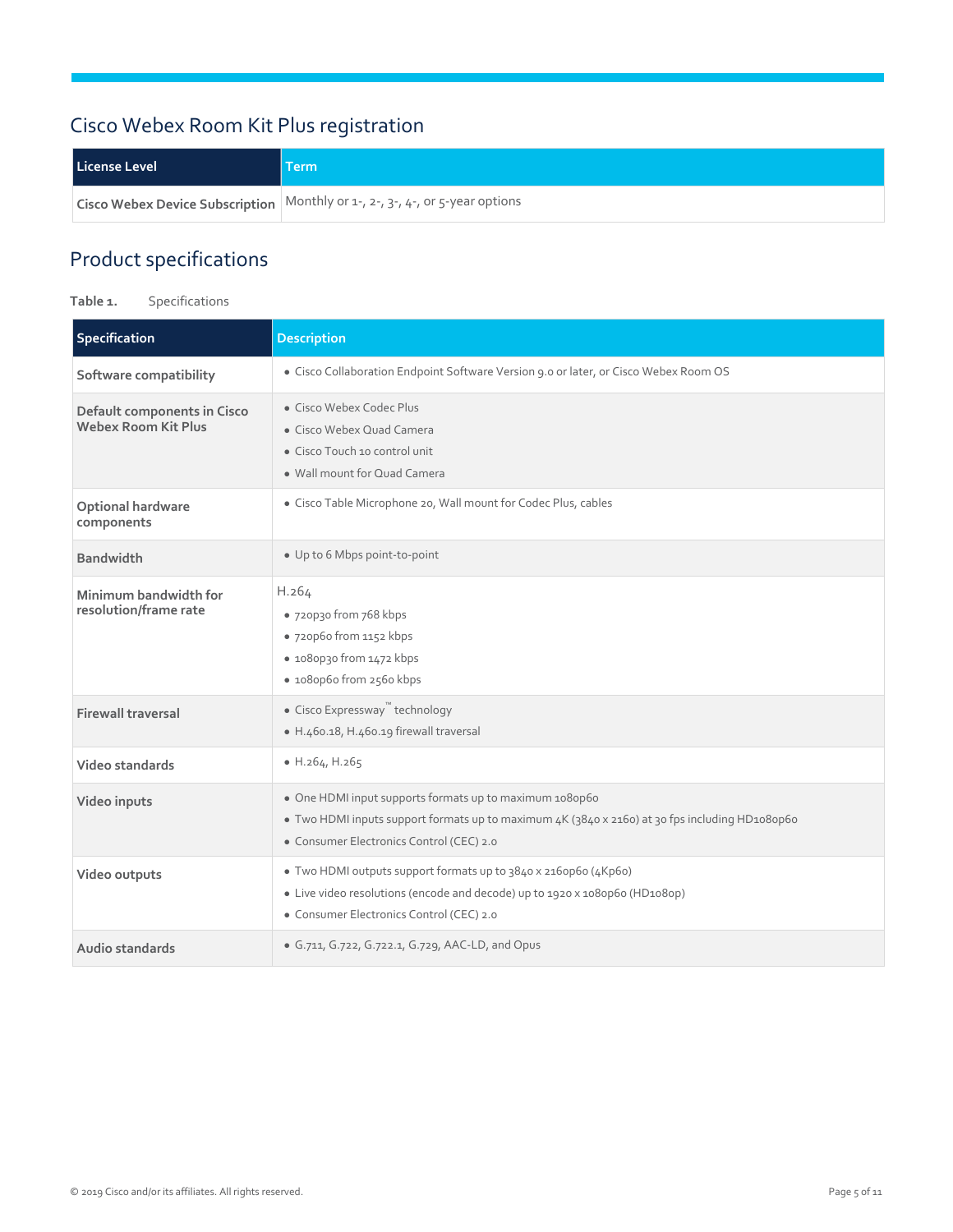## Cisco Webex Room Kit Plus registration

| License Level | Term |
| --- | --- |
| Cisco Webex Device Subscription | Monthly or 1-, 2-, 3-, 4-, or 5-year options |

## Product specifications

**Table 1.** Specifications

| Specification | Description |
| --- | --- |
| Software compatibility | • Cisco Collaboration Endpoint Software Version 9.0 or later, or Cisco Webex Room OS |
| Default components in Cisco Webex Room Kit Plus | • Cisco Webex Codec Plus<br>• Cisco Webex Quad Camera<br>• Cisco Touch 10 control unit<br>• Wall mount for Quad Camera |
| Optional hardware components | • Cisco Table Microphone 20, Wall mount for Codec Plus, cables |
| Bandwidth | • Up to 6 Mbps point-to-point |
| Minimum bandwidth for resolution/frame rate | H.264<br>• 720p30 from 768 kbps<br>• 720p60 from 1152 kbps<br>• 1080p30 from 1472 kbps<br>• 1080p60 from 2560 kbps |
| Firewall traversal | • Cisco Expressway™ technology<br>• H.460.18, H.460.19 firewall traversal |
| Video standards | • H.264, H.265 |
| Video inputs | • One HDMI input supports formats up to maximum 1080p60<br>• Two HDMI inputs support formats up to maximum 4K (3840 x 2160) at 30 fps including HD1080p60<br>• Consumer Electronics Control (CEC) 2.0 |
| Video outputs | • Two HDMI outputs support formats up to 3840 x 2160p60 (4Kp60)<br>• Live video resolutions (encode and decode) up to 1920 x 1080p60 (HD1080p)<br>• Consumer Electronics Control (CEC) 2.0 |
| Audio standards | • G.711, G.722, G.722.1, G.729, AAC-LD, and Opus |

© 2019 Cisco and/or its affiliates. All rights reserved.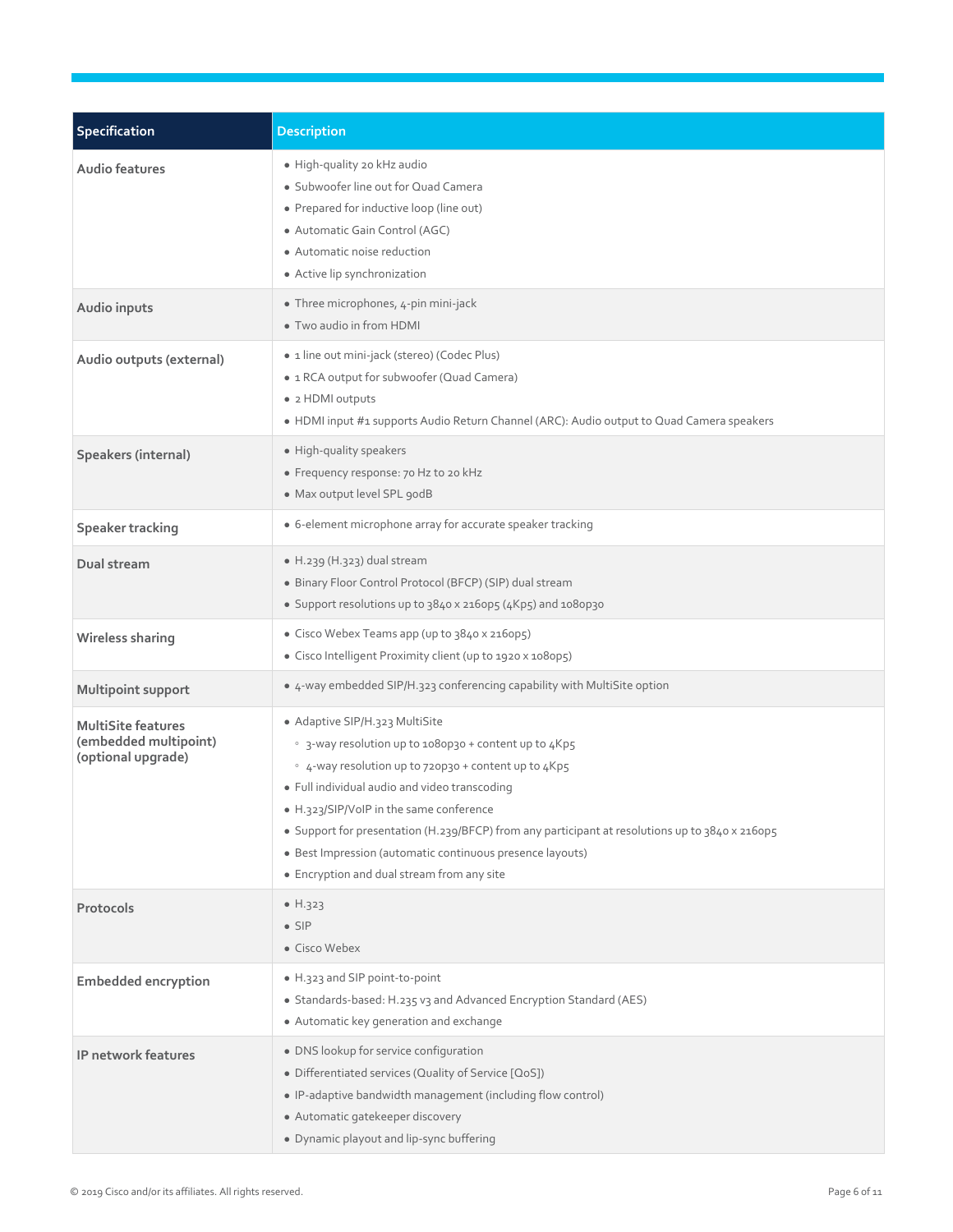| Specification | Description |
|---|---|
| **Audio features** | • High-quality 20 kHz audio<br>• Subwoofer line out for Quad Camera<br>• Prepared for inductive loop (line out)<br>• Automatic Gain Control (AGC)<br>• Automatic noise reduction<br>• Active lip synchronization |
| **Audio inputs** | • Three microphones, 4-pin mini-jack<br>• Two audio in from HDMI |
| **Audio outputs (external)** | • 1 line out mini-jack (stereo) (Codec Plus)<br>• 1 RCA output for subwoofer (Quad Camera)<br>• 2 HDMI outputs<br>• HDMI input #1 supports Audio Return Channel (ARC): Audio output to Quad Camera speakers |
| **Speakers (internal)** | • High-quality speakers<br>• Frequency response: 70 Hz to 20 kHz<br>• Max output level SPL 90dB |
| **Speaker tracking** | • 6-element microphone array for accurate speaker tracking |
| **Dual stream** | • H.239 (H.323) dual stream<br>• Binary Floor Control Protocol (BFCP) (SIP) dual stream<br>• Support resolutions up to 3840 x 2160p5 (4Kp5) and 1080p30 |
| **Wireless sharing** | • Cisco Webex Teams app (up to 3840 x 2160p5)<br>• Cisco Intelligent Proximity client (up to 1920 x 1080p5) |
| **Multipoint support** | • 4-way embedded SIP/H.323 conferencing capability with MultiSite option |
| **MultiSite features (embedded multipoint) (optional upgrade)** | • Adaptive SIP/H.323 MultiSite<br>&nbsp;&nbsp;◦ 3-way resolution up to 1080p30 + content up to 4Kp5<br>&nbsp;&nbsp;◦ 4-way resolution up to 720p30 + content up to 4Kp5<br>• Full individual audio and video transcoding<br>• H.323/SIP/VoIP in the same conference<br>• Support for presentation (H.239/BFCP) from any participant at resolutions up to 3840 x 2160p5<br>• Best Impression (automatic continuous presence layouts)<br>• Encryption and dual stream from any site |
| **Protocols** | • H.323<br>• SIP<br>• Cisco Webex |
| **Embedded encryption** | • H.323 and SIP point-to-point<br>• Standards-based: H.235 v3 and Advanced Encryption Standard (AES)<br>• Automatic key generation and exchange |
| **IP network features** | • DNS lookup for service configuration<br>• Differentiated services (Quality of Service [QoS])<br>• IP-adaptive bandwidth management (including flow control)<br>• Automatic gatekeeper discovery<br>• Dynamic playout and lip-sync buffering |

© 2019 Cisco and/or its affiliates. All rights reserved.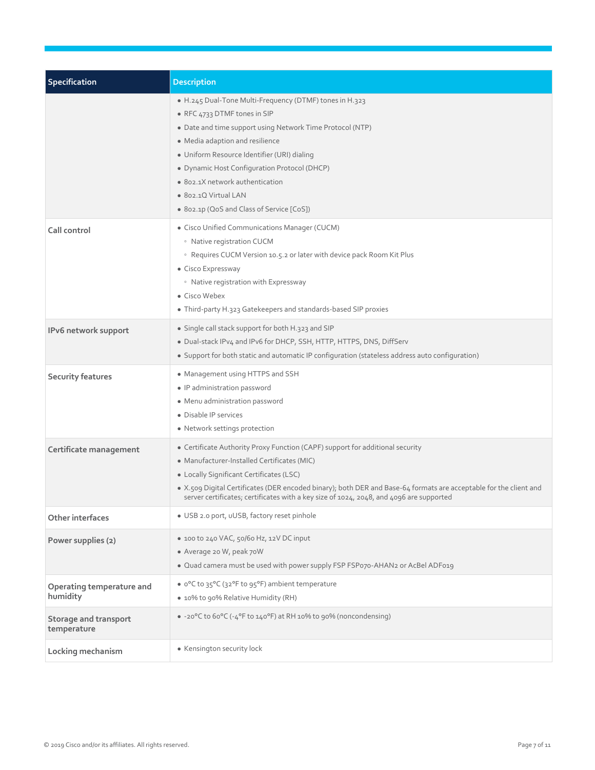| Specification | Description |
| --- | --- |
| | • H.245 Dual-Tone Multi-Frequency (DTMF) tones in H.323<br>• RFC 4733 DTMF tones in SIP<br>• Date and time support using Network Time Protocol (NTP)<br>• Media adaption and resilience<br>• Uniform Resource Identifier (URI) dialing<br>• Dynamic Host Configuration Protocol (DHCP)<br>• 802.1X network authentication<br>• 802.1Q Virtual LAN<br>• 802.1p (QoS and Class of Service [CoS]) |
| **Call control** | • Cisco Unified Communications Manager (CUCM)<br>  ◦ Native registration CUCM<br>  ◦ Requires CUCM Version 10.5.2 or later with device pack Room Kit Plus<br>• Cisco Expressway<br>  ◦ Native registration with Expressway<br>• Cisco Webex<br>• Third-party H.323 Gatekeepers and standards-based SIP proxies |
| **IPv6 network support** | • Single call stack support for both H.323 and SIP<br>• Dual-stack IPv4 and IPv6 for DHCP, SSH, HTTP, HTTPS, DNS, DiffServ<br>• Support for both static and automatic IP configuration (stateless address auto configuration) |
| **Security features** | • Management using HTTPS and SSH<br>• IP administration password<br>• Menu administration password<br>• Disable IP services<br>• Network settings protection |
| **Certificate management** | • Certificate Authority Proxy Function (CAPF) support for additional security<br>• Manufacturer-Installed Certificates (MIC)<br>• Locally Significant Certificates (LSC)<br>• X.509 Digital Certificates (DER encoded binary); both DER and Base-64 formats are acceptable for the client and server certificates; certificates with a key size of 1024, 2048, and 4096 are supported |
| **Other interfaces** | • USB 2.0 port, uUSB, factory reset pinhole |
| **Power supplies (2)** | • 100 to 240 VAC, 50/60 Hz, 12V DC input<br>• Average 20 W, peak 70W<br>• Quad camera must be used with power supply FSP FSP070-AHAN2 or AcBel ADF019 |
| **Operating temperature and humidity** | • 0°C to 35°C (32°F to 95°F) ambient temperature<br>• 10% to 90% Relative Humidity (RH) |
| **Storage and transport temperature** | • -20°C to 60°C (-4°F to 140°F) at RH 10% to 90% (noncondensing) |
| **Locking mechanism** | • Kensington security lock |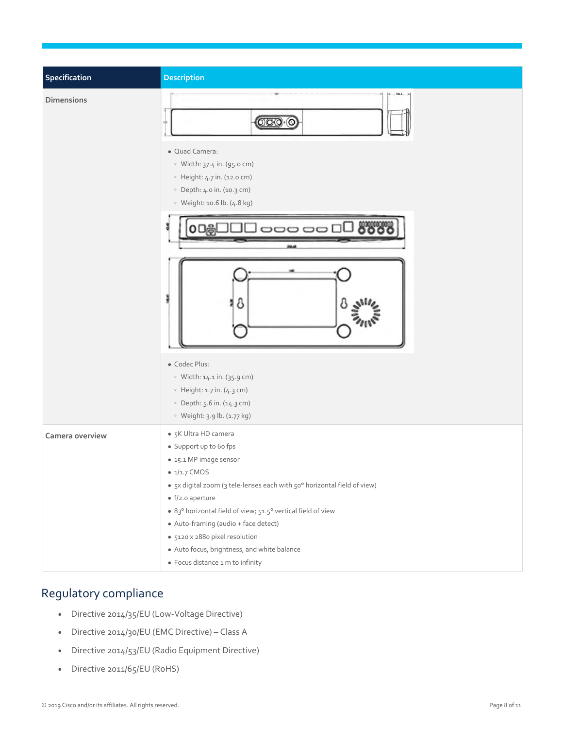| Specification | Description |
| --- | --- |
| Dimensions | • Quad Camera:<br>◦ Width: 37.4 in. (95.0 cm)<br>◦ Height: 4.7 in. (12.0 cm)<br>◦ Depth: 4.0 in. (10.3 cm)<br>◦ Weight: 10.6 lb. (4.8 kg)<br>• Codec Plus:<br>◦ Width: 14.1 in. (35.9 cm)<br>◦ Height: 1.7 in. (4.3 cm)<br>◦ Depth: 5.6 in. (14.3 cm)<br>◦ Weight: 3.9 lb. (1.77 kg) |
| Camera overview | • 5K Ultra HD camera<br>• Support up to 60 fps<br>• 15.1 MP image sensor<br>• 1/1.7 CMOS<br>• 5x digital zoom (3 tele-lenses each with 50° horizontal field of view)<br>• f/2.0 aperture<br>• 83° horizontal field of view; 51.5° vertical field of view<br>• Auto-framing (audio + face detect)<br>• 5120 x 2880 pixel resolution<br>• Auto focus, brightness, and white balance<br>• Focus distance 1 m to infinity |

## Regulatory compliance

- Directive 2014/35/EU (Low-Voltage Directive)
- Directive 2014/30/EU (EMC Directive) – Class A
- Directive 2014/53/EU (Radio Equipment Directive)
- Directive 2011/65/EU (RoHS)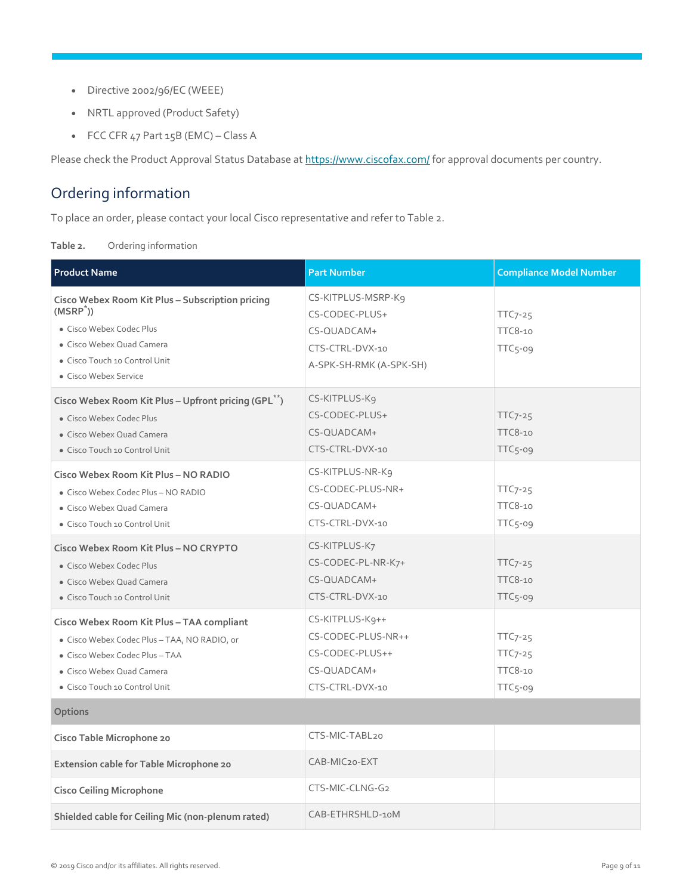- Directive 2002/96/EC (WEEE)
- NRTL approved (Product Safety)
- FCC CFR 47 Part 15B (EMC) – Class A

Please check the Product Approval Status Database at https://www.ciscofax.com/ for approval documents per country.

## Ordering information

To place an order, please contact your local Cisco representative and refer to Table 2.

**Table 2.** Ordering information

| Product Name | Part Number | Compliance Model Number |
| --- | --- | --- |
| **Cisco Webex Room Kit Plus – Subscription pricing (MSRP*))**<br>• Cisco Webex Codec Plus<br>• Cisco Webex Quad Camera<br>• Cisco Touch 10 Control Unit<br>• Cisco Webex Service | CS-KITPLUS-MSRP-K9<br>CS-CODEC-PLUS+<br>CS-QUADCAM+<br>CTS-CTRL-DVX-10<br>A-SPK-SH-RMK (A-SPK-SH) | TTC7-25<br>TTC8-10<br>TTC5-09 |
| **Cisco Webex Room Kit Plus – Upfront pricing (GPL**)**<br>• Cisco Webex Codec Plus<br>• Cisco Webex Quad Camera<br>• Cisco Touch 10 Control Unit | CS-KITPLUS-K9<br>CS-CODEC-PLUS+<br>CS-QUADCAM+<br>CTS-CTRL-DVX-10 | TTC7-25<br>TTC8-10<br>TTC5-09 |
| **Cisco Webex Room Kit Plus – NO RADIO**<br>• Cisco Webex Codec Plus – NO RADIO<br>• Cisco Webex Quad Camera<br>• Cisco Touch 10 Control Unit | CS-KITPLUS-NR-K9<br>CS-CODEC-PLUS-NR+<br>CS-QUADCAM+<br>CTS-CTRL-DVX-10 | TTC7-25<br>TTC8-10<br>TTC5-09 |
| **Cisco Webex Room Kit Plus – NO CRYPTO**<br>• Cisco Webex Codec Plus<br>• Cisco Webex Quad Camera<br>• Cisco Touch 10 Control Unit | CS-KITPLUS-K7<br>CS-CODEC-PL-NR-K7+<br>CS-QUADCAM+<br>CTS-CTRL-DVX-10 | TTC7-25<br>TTC8-10<br>TTC5-09 |
| **Cisco Webex Room Kit Plus – TAA compliant**<br>• Cisco Webex Codec Plus – TAA, NO RADIO, or<br>• Cisco Webex Codec Plus – TAA<br>• Cisco Webex Quad Camera<br>• Cisco Touch 10 Control Unit | CS-KITPLUS-K9++<br>CS-CODEC-PLUS-NR++<br>CS-CODEC-PLUS++<br>CS-QUADCAM+<br>CTS-CTRL-DVX-10 | TTC7-25<br>TTC7-25<br>TTC8-10<br>TTC5-09 |
| **Options** | | |
| **Cisco Table Microphone 20** | CTS-MIC-TABL20 | |
| **Extension cable for Table Microphone 20** | CAB-MIC20-EXT | |
| **Cisco Ceiling Microphone** | CTS-MIC-CLNG-G2 | |
| **Shielded cable for Ceiling Mic (non-plenum rated)** | CAB-ETHRSHLD-10M | |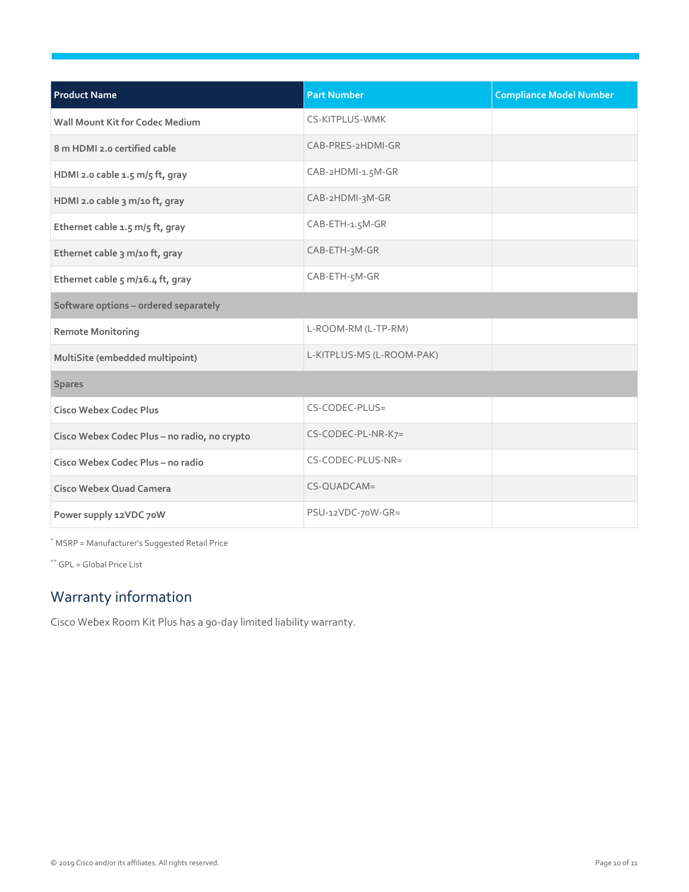| Product Name | Part Number | Compliance Model Number |
|---|---|---|
| Wall Mount Kit for Codec Medium | CS-KITPLUS-WMK | |
| 8 m HDMI 2.0 certified cable | CAB-PRES-2HDMI-GR | |
| HDMI 2.0 cable 1.5 m/5 ft, gray | CAB-2HDMI-1.5M-GR | |
| HDMI 2.0 cable 3 m/10 ft, gray | CAB-2HDMI-3M-GR | |
| Ethernet cable 1.5 m/5 ft, gray | CAB-ETH-1.5M-GR | |
| Ethernet cable 3 m/10 ft, gray | CAB-ETH-3M-GR | |
| Ethernet cable 5 m/16.4 ft, gray | CAB-ETH-5M-GR | |
| **Software options – ordered separately** | | |
| Remote Monitoring | L-ROOM-RM (L-TP-RM) | |
| MultiSite (embedded multipoint) | L-KITPLUS-MS (L-ROOM-PAK) | |
| **Spares** | | |
| Cisco Webex Codec Plus | CS-CODEC-PLUS= | |
| Cisco Webex Codec Plus – no radio, no crypto | CS-CODEC-PL-NR-K7= | |
| Cisco Webex Codec Plus – no radio | CS-CODEC-PLUS-NR= | |
| Cisco Webex Quad Camera | CS-QUADCAM= | |
| Power supply 12VDC 70W | PSU-12VDC-70W-GR= | |

[*] MSRP = Manufacturer's Suggested Retail Price

[**] GPL = Global Price List

## Warranty information

Cisco Webex Room Kit Plus has a 90-day limited liability warranty.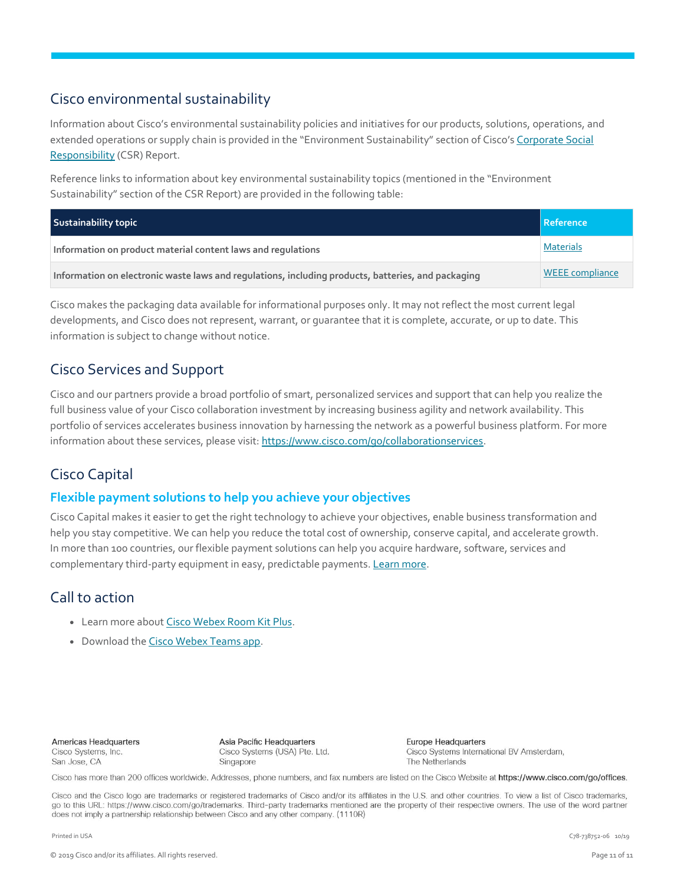## Cisco environmental sustainability

Information about Cisco's environmental sustainability policies and initiatives for our products, solutions, operations, and extended operations or supply chain is provided in the "Environment Sustainability" section of Cisco's Corporate Social Responsibility (CSR) Report.

Reference links to information about key environmental sustainability topics (mentioned in the "Environment Sustainability" section of the CSR Report) are provided in the following table:

| Sustainability topic | Reference |
| --- | --- |
| **Information on product material content laws and regulations** | Materials |
| **Information on electronic waste laws and regulations, including products, batteries, and packaging** | WEEE compliance |

Cisco makes the packaging data available for informational purposes only. It may not reflect the most current legal developments, and Cisco does not represent, warrant, or guarantee that it is complete, accurate, or up to date. This information is subject to change without notice.

## Cisco Services and Support

Cisco and our partners provide a broad portfolio of smart, personalized services and support that can help you realize the full business value of your Cisco collaboration investment by increasing business agility and network availability. This portfolio of services accelerates business innovation by harnessing the network as a powerful business platform. For more information about these services, please visit: https://www.cisco.com/go/collaborationservices.

## Cisco Capital

### Flexible payment solutions to help you achieve your objectives

Cisco Capital makes it easier to get the right technology to achieve your objectives, enable business transformation and help you stay competitive. We can help you reduce the total cost of ownership, conserve capital, and accelerate growth. In more than 100 countries, our flexible payment solutions can help you acquire hardware, software, services and complementary third-party equipment in easy, predictable payments. Learn more.

## Call to action

- Learn more about Cisco Webex Room Kit Plus.
- Download the Cisco Webex Teams app.

Americas Headquarters
Cisco Systems, Inc.
San Jose, CA

Asia Pacific Headquarters
Cisco Systems (USA) Pte. Ltd.
Singapore

Europe Headquarters
Cisco Systems International BV Amsterdam,
The Netherlands

Cisco has more than 200 offices worldwide. Addresses, phone numbers, and fax numbers are listed on the Cisco Website at **https://www.cisco.com/go/offices.**

Cisco and the Cisco logo are trademarks or registered trademarks of Cisco and/or its affiliates in the U.S. and other countries. To view a list of Cisco trademarks, go to this URL: https://www.cisco.com/go/trademarks. Third-party trademarks mentioned are the property of their respective owners. The use of the word partner does not imply a partnership relationship between Cisco and any other company. (1110R)

Printed in USA

C78-738752-06 10/19

© 2019 Cisco and/or its affiliates. All rights reserved.